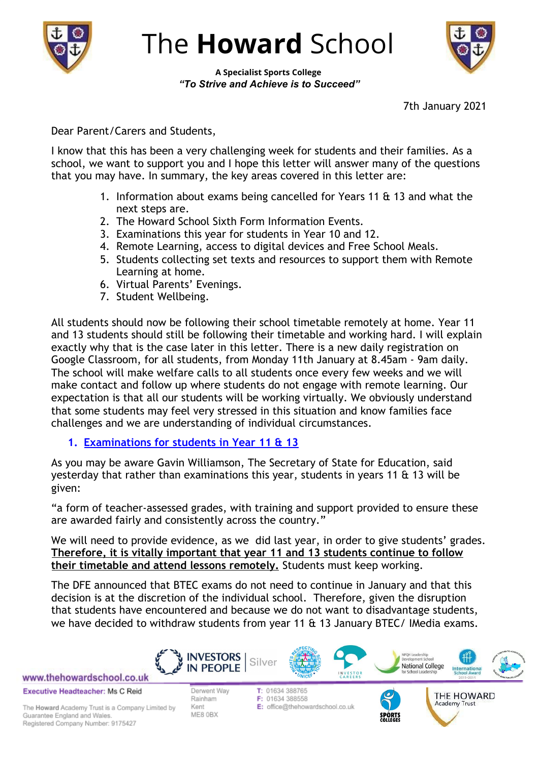# The **Howard** School

**A Specialist Sports College**

***"To Strive and Achieve is to Succeed"***

7th January 2021

Dear Parent/Carers and Students,

I know that this has been a very challenging week for students and their families. As a school, we want to support you and I hope this letter will answer many of the questions that you may have. In summary, the key areas covered in this letter are:

1. Information about exams being cancelled for Years 11 & 13 and what the next steps are.
2. The Howard School Sixth Form Information Events.
3. Examinations this year for students in Year 10 and 12.
4. Remote Learning, access to digital devices and Free School Meals.
5. Students collecting set texts and resources to support them with Remote Learning at home.
6. Virtual Parents' Evenings.
7. Student Wellbeing.

All students should now be following their school timetable remotely at home. Year 11 and 13 students should still be following their timetable and working hard. I will explain exactly why that is the case later in this letter. There is a new daily registration on Google Classroom, for all students, from Monday 11th January at 8.45am - 9am daily. The school will make welfare calls to all students once every few weeks and we will make contact and follow up where students do not engage with remote learning. Our expectation is that all our students will be working virtually. We obviously understand that some students may feel very stressed in this situation and know families face challenges and we are understanding of individual circumstances.

## 1. Examinations for students in Year 11 & 13

As you may be aware Gavin Williamson, The Secretary of State for Education, said yesterday that rather than examinations this year, students in years 11 & 13 will be given:

"a form of teacher-assessed grades, with training and support provided to ensure these are awarded fairly and consistently across the country."

We will need to provide evidence, as we did last year, in order to give students' grades. **Therefore, it is vitally important that year 11 and 13 students continue to follow their timetable and attend lessons remotely.** Students must keep working.

The DFE announced that BTEC exams do not need to continue in January and that this decision is at the discretion of the individual school. Therefore, given the disruption that students have encountered and because we do not want to disadvantage students, we have decided to withdraw students from year 11 & 13 January BTEC/ IMedia exams.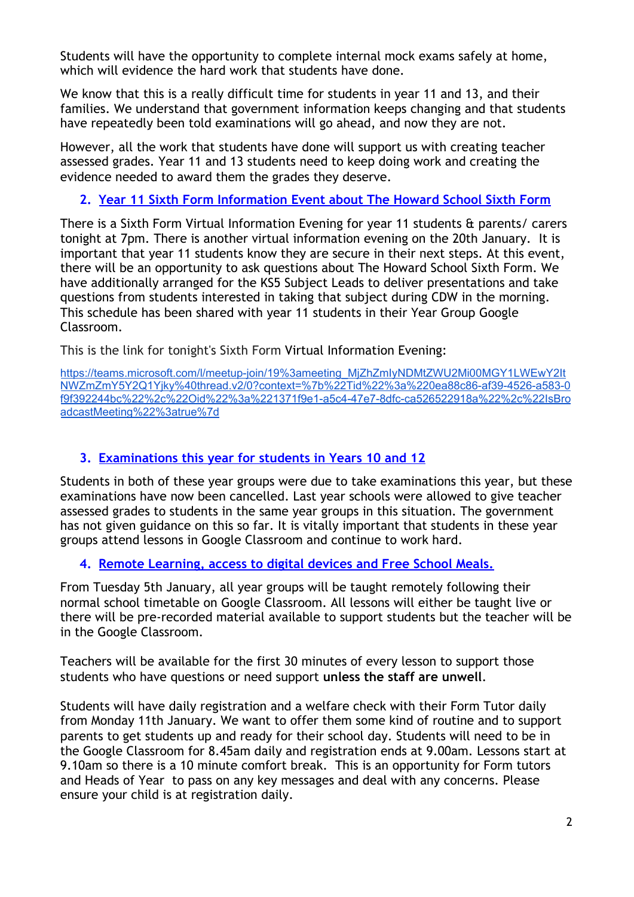Students will have the opportunity to complete internal mock exams safely at home, which will evidence the hard work that students have done.

We know that this is a really difficult time for students in year 11 and 13, and their families. We understand that government information keeps changing and that students have repeatedly been told examinations will go ahead, and now they are not.

However, all the work that students have done will support us with creating teacher assessed grades. Year 11 and 13 students need to keep doing work and creating the evidence needed to award them the grades they deserve.

## 2. Year 11 Sixth Form Information Event about The Howard School Sixth Form

There is a Sixth Form Virtual Information Evening for year 11 students & parents/ carers tonight at 7pm. There is another virtual information evening on the 20th January. It is important that year 11 students know they are secure in their next steps. At this event, there will be an opportunity to ask questions about The Howard School Sixth Form. We have additionally arranged for the KS5 Subject Leads to deliver presentations and take questions from students interested in taking that subject during CDW in the morning. This schedule has been shared with year 11 students in their Year Group Google Classroom.

This is the link for tonight's Sixth Form Virtual Information Evening:

https://teams.microsoft.com/l/meetup-join/19%3ameeting_MjZhZmIyNDMtZWU2Mi00MGY1LWEwY2ItNWZmZmY5Y2Q1Yjky%40thread.v2/0?context=%7b%22Tid%22%3a%220ea88c86-af39-4526-a583-0f9f392244bc%22%2c%22Oid%22%3a%221371f9e1-a5c4-47e7-8dfc-ca526522918a%22%2c%22IsBroadcastMeeting%22%3atrue%7d

## 3. Examinations this year for students in Years 10 and 12

Students in both of these year groups were due to take examinations this year, but these examinations have now been cancelled. Last year schools were allowed to give teacher assessed grades to students in the same year groups in this situation. The government has not given guidance on this so far. It is vitally important that students in these year groups attend lessons in Google Classroom and continue to work hard.

## 4. Remote Learning, access to digital devices and Free School Meals.

From Tuesday 5th January, all year groups will be taught remotely following their normal school timetable on Google Classroom. All lessons will either be taught live or there will be pre-recorded material available to support students but the teacher will be in the Google Classroom.

Teachers will be available for the first 30 minutes of every lesson to support those students who have questions or need support **unless the staff are unwell**.

Students will have daily registration and a welfare check with their Form Tutor daily from Monday 11th January. We want to offer them some kind of routine and to support parents to get students up and ready for their school day. Students will need to be in the Google Classroom for 8.45am daily and registration ends at 9.00am. Lessons start at 9.10am so there is a 10 minute comfort break. This is an opportunity for Form tutors and Heads of Year to pass on any key messages and deal with any concerns. Please ensure your child is at registration daily.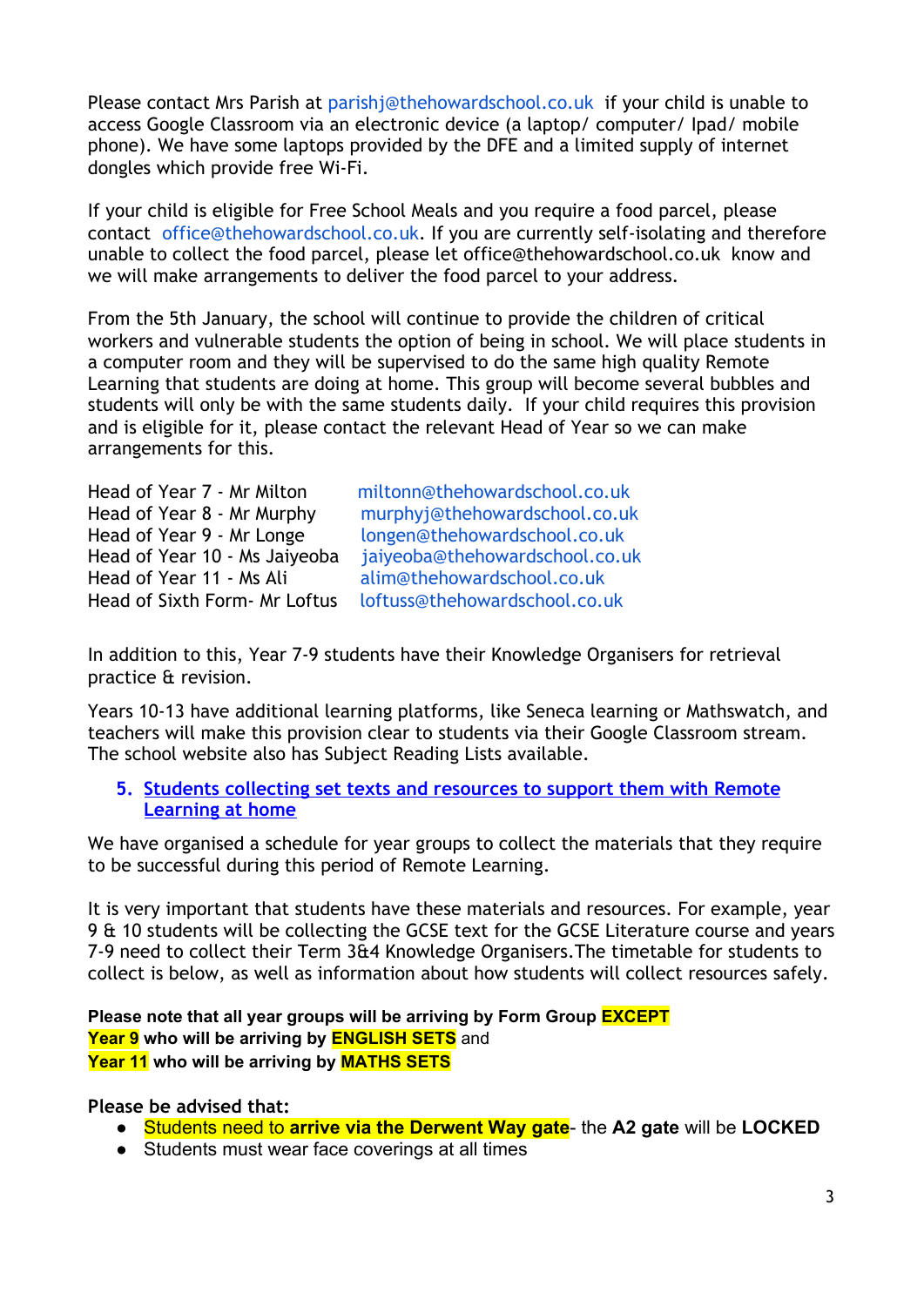Please contact Mrs Parish at parishj@thehowardschool.co.uk if your child is unable to access Google Classroom via an electronic device (a laptop/ computer/ Ipad/ mobile phone). We have some laptops provided by the DFE and a limited supply of internet dongles which provide free Wi-Fi.

If your child is eligible for Free School Meals and you require a food parcel, please contact office@thehowardschool.co.uk. If you are currently self-isolating and therefore unable to collect the food parcel, please let office@thehowardschool.co.uk know and we will make arrangements to deliver the food parcel to your address.

From the 5th January, the school will continue to provide the children of critical workers and vulnerable students the option of being in school. We will place students in a computer room and they will be supervised to do the same high quality Remote Learning that students are doing at home. This group will become several bubbles and students will only be with the same students daily. If your child requires this provision and is eligible for it, please contact the relevant Head of Year so we can make arrangements for this.

| | |
|---|---|
| Head of Year 7 - Mr Milton | miltonn@thehowardschool.co.uk |
| Head of Year 8 - Mr Murphy | murphyj@thehowardschool.co.uk |
| Head of Year 9 - Mr Longe | longen@thehowardschool.co.uk |
| Head of Year 10 - Ms Jaiyeoba | jaiyeoba@thehowardschool.co.uk |
| Head of Year 11 - Ms Ali | alim@thehowardschool.co.uk |
| Head of Sixth Form- Mr Loftus | loftuss@thehowardschool.co.uk |

In addition to this, Year 7-9 students have their Knowledge Organisers for retrieval practice & revision.

Years 10-13 have additional learning platforms, like Seneca learning or Mathswatch, and teachers will make this provision clear to students via their Google Classroom stream. The school website also has Subject Reading Lists available.

## 5. Students collecting set texts and resources to support them with Remote Learning at home

We have organised a schedule for year groups to collect the materials that they require to be successful during this period of Remote Learning.

It is very important that students have these materials and resources. For example, year 9 & 10 students will be collecting the GCSE text for the GCSE Literature course and years 7-9 need to collect their Term 3&4 Knowledge Organisers.The timetable for students to collect is below, as well as information about how students will collect resources safely.

**Please note that all year groups will be arriving by Form Group EXCEPT**
**Year 9 who will be arriving by ENGLISH SETS** and
**Year 11 who will be arriving by MATHS SETS**

**Please be advised that:**

- Students need to **arrive via the Derwent Way gate**- the **A2 gate** will be **LOCKED**
- Students must wear face coverings at all times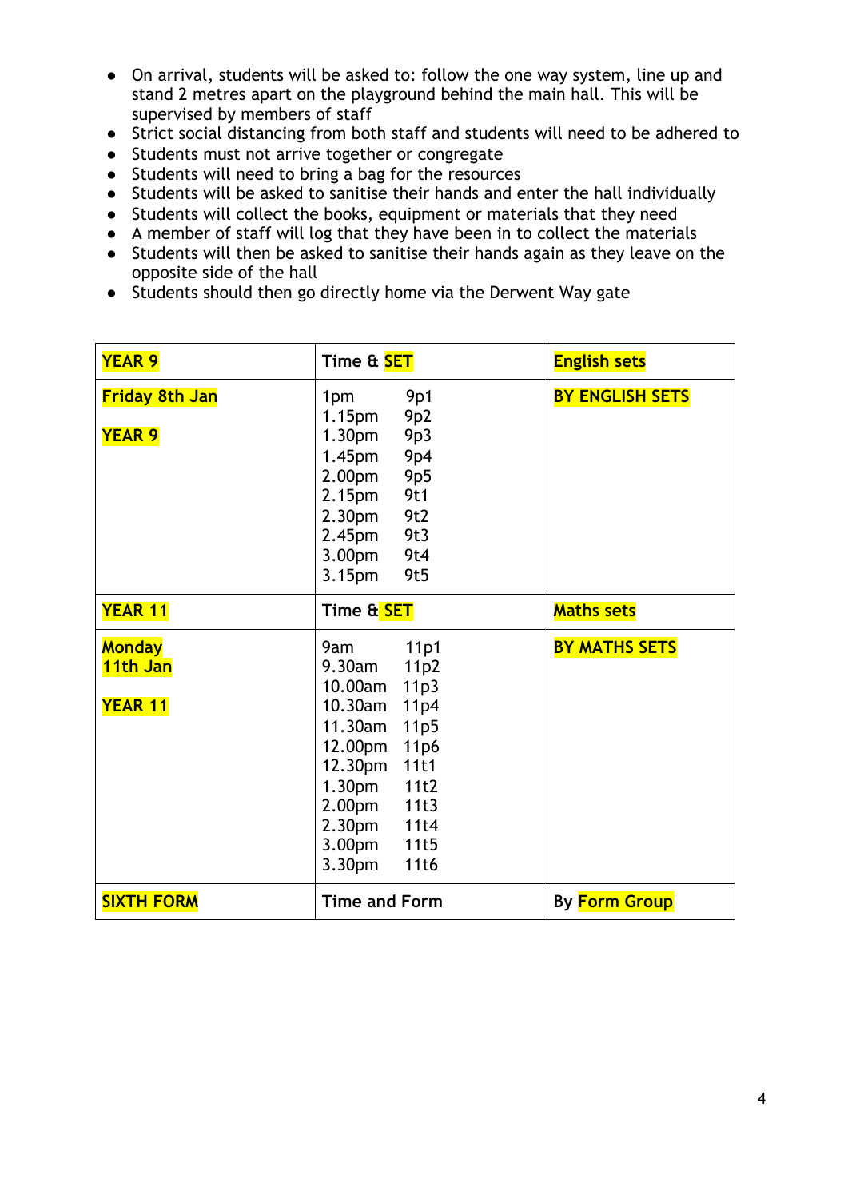- On arrival, students will be asked to: follow the one way system, line up and stand 2 metres apart on the playground behind the main hall. This will be supervised by members of staff
- Strict social distancing from both staff and students will need to be adhered to
- Students must not arrive together or congregate
- Students will need to bring a bag for the resources
- Students will be asked to sanitise their hands and enter the hall individually
- Students will collect the books, equipment or materials that they need
- A member of staff will log that they have been in to collect the materials
- Students will then be asked to sanitise their hands again as they leave on the opposite side of the hall
- Students should then go directly home via the Derwent Way gate

| **YEAR 9** | **Time & SET** | **English sets** |
|---|---|---|
| **Friday 8th Jan**<br><br>**YEAR 9** | 1pm 9p1<br>1.15pm 9p2<br>1.30pm 9p3<br>1.45pm 9p4<br>2.00pm 9p5<br>2.15pm 9t1<br>2.30pm 9t2<br>2.45pm 9t3<br>3.00pm 9t4<br>3.15pm 9t5 | **BY ENGLISH SETS** |
| **YEAR 11** | **Time & SET** | **Maths sets** |
| **Monday 11th Jan**<br><br>**YEAR 11** | 9am 11p1<br>9.30am 11p2<br>10.00am 11p3<br>10.30am 11p4<br>11.30am 11p5<br>12.00pm 11p6<br>12.30pm 11t1<br>1.30pm 11t2<br>2.00pm 11t3<br>2.30pm 11t4<br>3.00pm 11t5<br>3.30pm 11t6 | **BY MATHS SETS** |
| **SIXTH FORM** | **Time and Form** | **By Form Group** |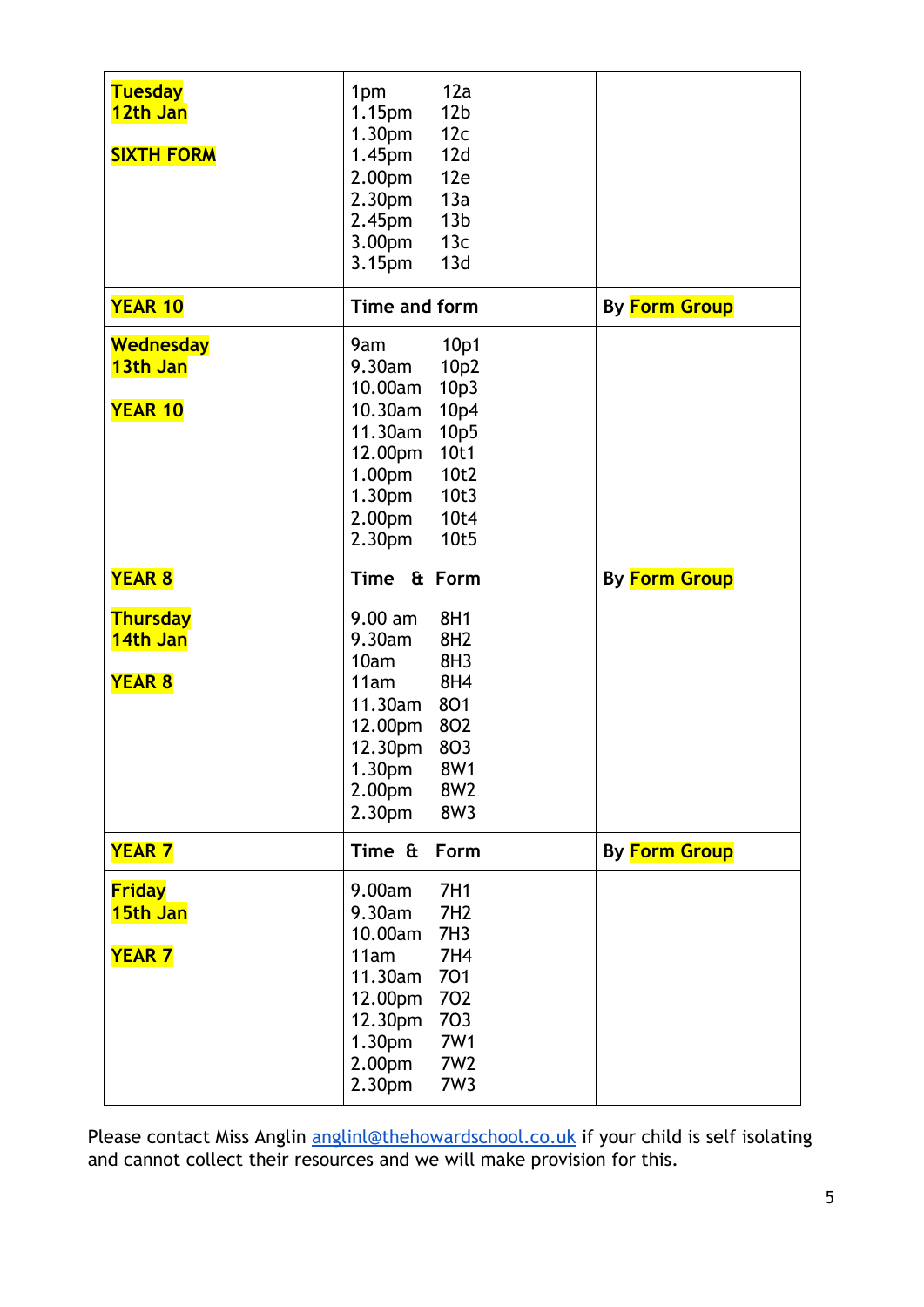| | | |
|---|---|---|
| Tuesday<br>12th Jan<br><br>SIXTH FORM | 1pm 12a<br>1.15pm 12b<br>1.30pm 12c<br>1.45pm 12d<br>2.00pm 12e<br>2.30pm 13a<br>2.45pm 13b<br>3.00pm 13c<br>3.15pm 13d | |
| **YEAR 10** | **Time and form** | **By Form Group** |
| Wednesday<br>13th Jan<br><br>YEAR 10 | 9am 10p1<br>9.30am 10p2<br>10.00am 10p3<br>10.30am 10p4<br>11.30am 10p5<br>12.00pm 10t1<br>1.00pm 10t2<br>1.30pm 10t3<br>2.00pm 10t4<br>2.30pm 10t5 | |
| **YEAR 8** | **Time & Form** | **By Form Group** |
| Thursday<br>14th Jan<br><br>YEAR 8 | 9.00 am 8H1<br>9.30am 8H2<br>10am 8H3<br>11am 8H4<br>11.30am 8O1<br>12.00pm 8O2<br>12.30pm 8O3<br>1.30pm 8W1<br>2.00pm 8W2<br>2.30pm 8W3 | |
| **YEAR 7** | **Time & Form** | **By Form Group** |
| Friday<br>15th Jan<br><br>YEAR 7 | 9.00am 7H1<br>9.30am 7H2<br>10.00am 7H3<br>11am 7H4<br>11.30am 7O1<br>12.00pm 7O2<br>12.30pm 7O3<br>1.30pm 7W1<br>2.00pm 7W2<br>2.30pm 7W3 | |

Please contact Miss Anglin anglinl@thehowardschool.co.uk if your child is self isolating and cannot collect their resources and we will make provision for this.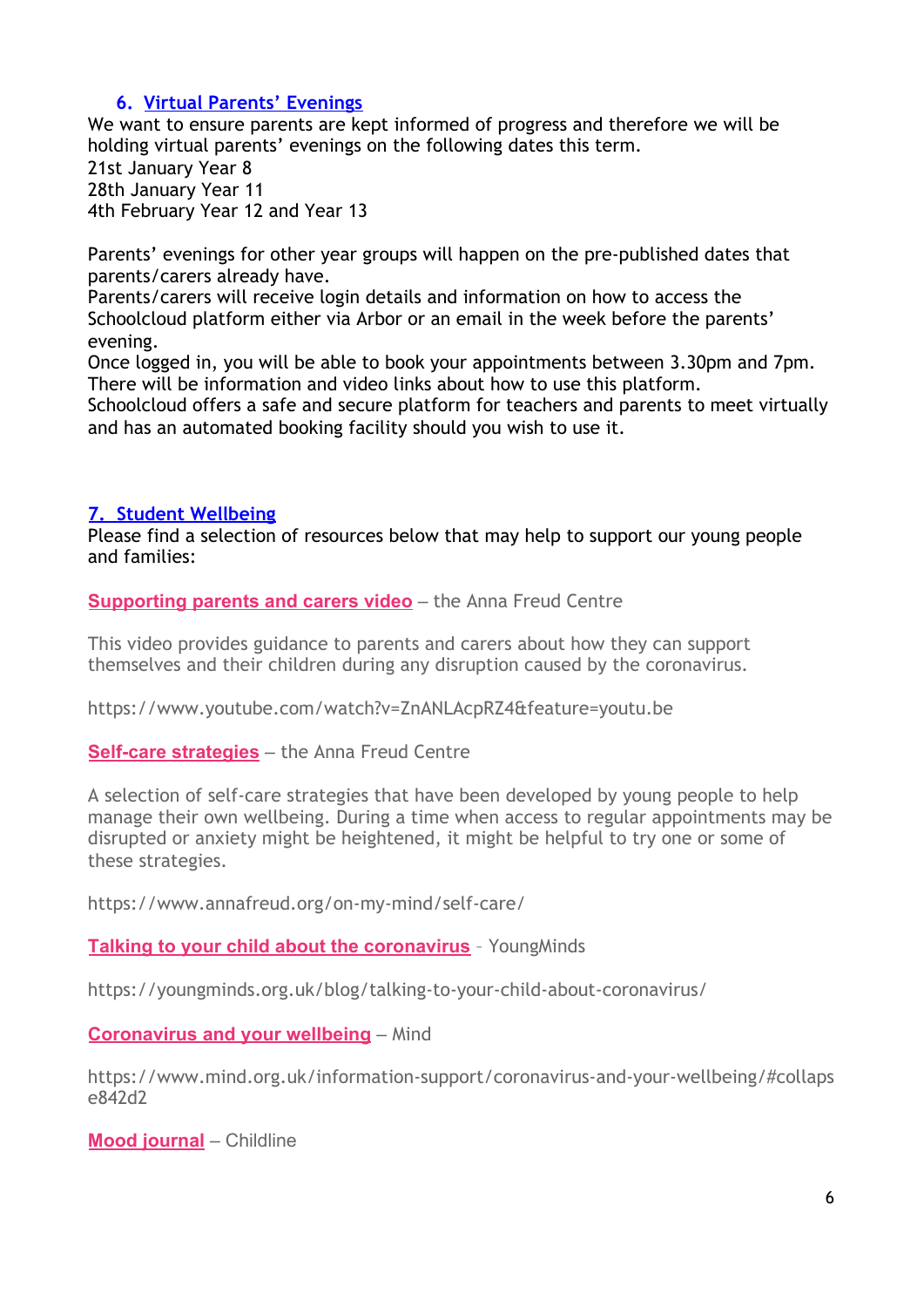## 6. Virtual Parents' Evenings

We want to ensure parents are kept informed of progress and therefore we will be holding virtual parents' evenings on the following dates this term.
21st January Year 8
28th January Year 11
4th February Year 12 and Year 13

Parents' evenings for other year groups will happen on the pre-published dates that parents/carers already have.
Parents/carers will receive login details and information on how to access the Schoolcloud platform either via Arbor or an email in the week before the parents' evening.
Once logged in, you will be able to book your appointments between 3.30pm and 7pm. There will be information and video links about how to use this platform.
Schoolcloud offers a safe and secure platform for teachers and parents to meet virtually and has an automated booking facility should you wish to use it.

## 7. Student Wellbeing

Please find a selection of resources below that may help to support our young people and families:

**Supporting parents and carers video** – the Anna Freud Centre

This video provides guidance to parents and carers about how they can support themselves and their children during any disruption caused by the coronavirus.

https://www.youtube.com/watch?v=ZnANLAcpRZ4&feature=youtu.be

**Self-care strategies** – the Anna Freud Centre

A selection of self-care strategies that have been developed by young people to help manage their own wellbeing. During a time when access to regular appointments may be disrupted or anxiety might be heightened, it might be helpful to try one or some of these strategies.

https://www.annafreud.org/on-my-mind/self-care/

**Talking to your child about the coronavirus** - YoungMinds

https://youngminds.org.uk/blog/talking-to-your-child-about-coronavirus/

**Coronavirus and your wellbeing** – Mind

https://www.mind.org.uk/information-support/coronavirus-and-your-wellbeing/#collapse842d2

**Mood journal** – Childline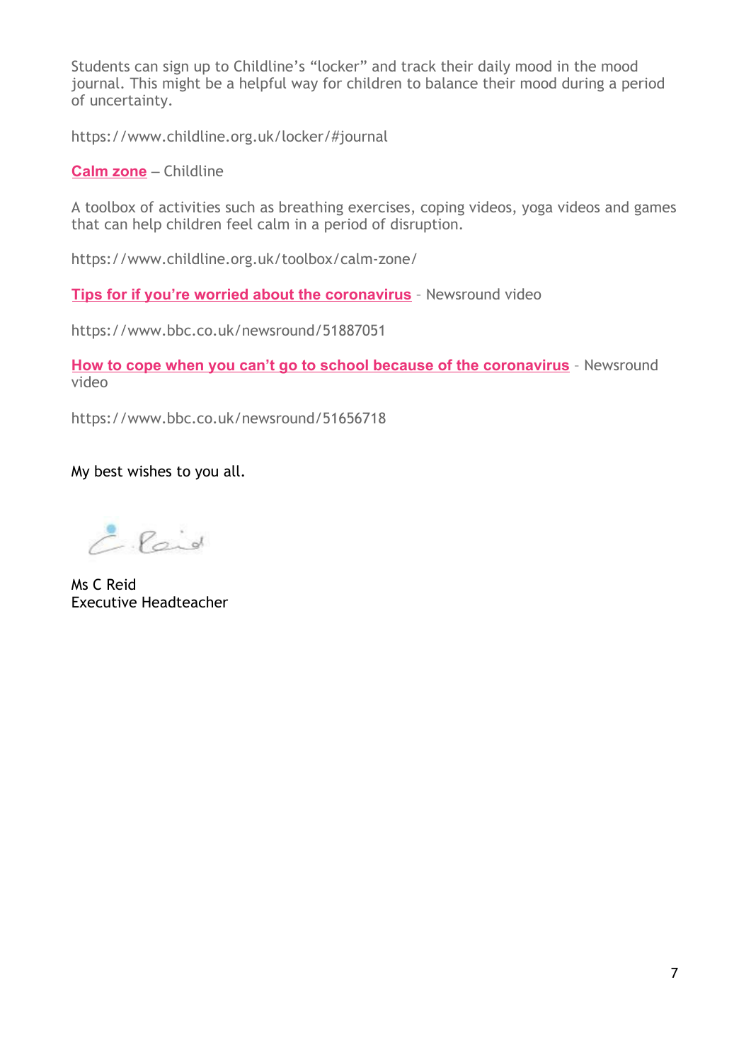Students can sign up to Childline's "locker" and track their daily mood in the mood journal. This might be a helpful way for children to balance their mood during a period of uncertainty.

https://www.childline.org.uk/locker/#journal

**Calm zone** – Childline

A toolbox of activities such as breathing exercises, coping videos, yoga videos and games that can help children feel calm in a period of disruption.

https://www.childline.org.uk/toolbox/calm-zone/

**Tips for if you're worried about the coronavirus** - Newsround video

https://www.bbc.co.uk/newsround/51887051

**How to cope when you can't go to school because of the coronavirus** - Newsround video

https://www.bbc.co.uk/newsround/51656718

My best wishes to you all.

C Reid

Ms C Reid
Executive Headteacher